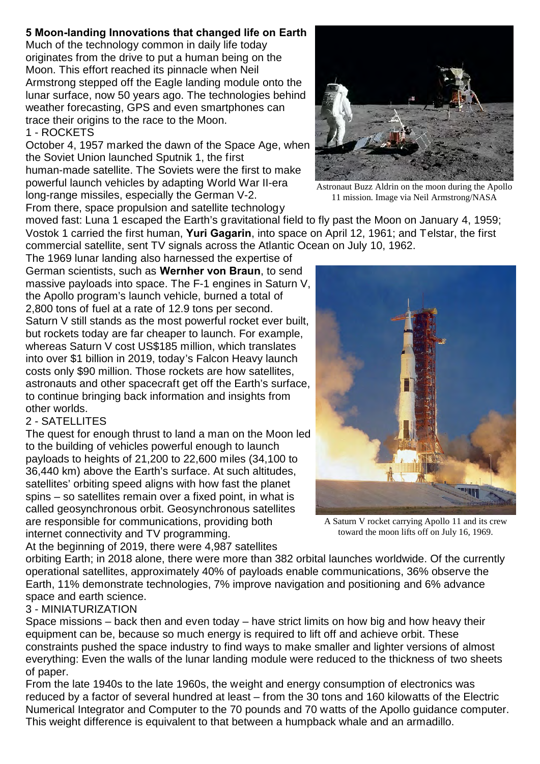**5 Moon-landing Innovations that changed life on Earth**

Much of the technology common in daily life today originates from the drive to put a human being on the Moon. This effort reached its pinnacle when Neil Armstrong stepped off the Eagle landing module onto the lunar surface, now 50 years ago. The technologies behind weather forecasting, GPS and even smartphones can trace their origins to the race to the Moon.

1 - ROCKETS

October 4, 1957 marked the dawn of the Space Age, when the Soviet Union launched Sputnik 1, the first human-made satellite. The Soviets were the first to make powerful launch vehicles by adapting World War II-era long-range missiles, especially the German V-2. From there, space propulsion and satellite technology moved fast: Luna 1 escaped the Earth's gravitational field to fly past the Moon on January 4, 1959; Vostok 1 carried the first human, **Yuri Gagarin**, into space on April 12, 1961; and Telstar, the first commercial satellite, sent TV signals across the Atlantic Ocean on July 10, 1962.

Astronaut Buzz Aldrin on the moon during the Apollo 11 mission. Image via Neil Armstrong/NASA

The 1969 lunar landing also harnessed the expertise of German scientists, such as **Wernher von Braun**, to send massive payloads into space. The F-1 engines in Saturn V, the Apollo program's launch vehicle, burned a total of 2,800 tons of fuel at a rate of 12.9 tons per second. Saturn V still stands as the most powerful rocket ever built, but rockets today are far cheaper to launch. For example, whereas Saturn V cost US$185 million, which translates into over $1 billion in 2019, today's Falcon Heavy launch costs only $90 million. Those rockets are how satellites, astronauts and other spacecraft get off the Earth's surface, to continue bringing back information and insights from other worlds.

2 - SATELLITES

The quest for enough thrust to land a man on the Moon led to the building of vehicles powerful enough to launch payloads to heights of 21,200 to 22,600 miles (34,100 to 36,440 km) above the Earth's surface. At such altitudes, satellites' orbiting speed aligns with how fast the planet spins – so satellites remain over a fixed point, in what is called geosynchronous orbit. Geosynchronous satellites are responsible for communications, providing both internet connectivity and TV programming.

A Saturn V rocket carrying Apollo 11 and its crew toward the moon lifts off on July 16, 1969.

At the beginning of 2019, there were 4,987 satellites orbiting Earth; in 2018 alone, there were more than 382 orbital launches worldwide. Of the currently operational satellites, approximately 40% of payloads enable communications, 36% observe the Earth, 11% demonstrate technologies, 7% improve navigation and positioning and 6% advance space and earth science.

3 - MINIATURIZATION

Space missions – back then and even today – have strict limits on how big and how heavy their equipment can be, because so much energy is required to lift off and achieve orbit. These constraints pushed the space industry to find ways to make smaller and lighter versions of almost everything: Even the walls of the lunar landing module were reduced to the thickness of two sheets of paper.

From the late 1940s to the late 1960s, the weight and energy consumption of electronics was reduced by a factor of several hundred at least – from the 30 tons and 160 kilowatts of the Electric Numerical Integrator and Computer to the 70 pounds and 70 watts of the Apollo guidance computer. This weight difference is equivalent to that between a humpback whale and an armadillo.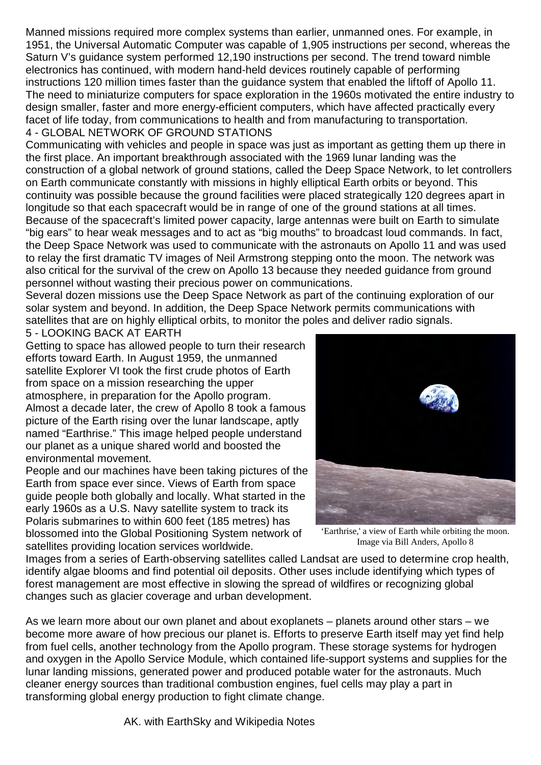Manned missions required more complex systems than earlier, unmanned ones. For example, in 1951, the Universal Automatic Computer was capable of 1,905 instructions per second, whereas the Saturn V's guidance system performed 12,190 instructions per second. The trend toward nimble electronics has continued, with modern hand-held devices routinely capable of performing instructions 120 million times faster than the guidance system that enabled the liftoff of Apollo 11. The need to miniaturize computers for space exploration in the 1960s motivated the entire industry to design smaller, faster and more energy-efficient computers, which have affected practically every facet of life today, from communications to health and from manufacturing to transportation.

## 4 - GLOBAL NETWORK OF GROUND STATIONS

Communicating with vehicles and people in space was just as important as getting them up there in the first place. An important breakthrough associated with the 1969 lunar landing was the construction of a global network of ground stations, called the Deep Space Network, to let controllers on Earth communicate constantly with missions in highly elliptical Earth orbits or beyond. This continuity was possible because the ground facilities were placed strategically 120 degrees apart in longitude so that each spacecraft would be in range of one of the ground stations at all times. Because of the spacecraft's limited power capacity, large antennas were built on Earth to simulate "big ears" to hear weak messages and to act as "big mouths" to broadcast loud commands. In fact, the Deep Space Network was used to communicate with the astronauts on Apollo 11 and was used to relay the first dramatic TV images of Neil Armstrong stepping onto the moon. The network was also critical for the survival of the crew on Apollo 13 because they needed guidance from ground personnel without wasting their precious power on communications.

Several dozen missions use the Deep Space Network as part of the continuing exploration of our solar system and beyond. In addition, the Deep Space Network permits communications with satellites that are on highly elliptical orbits, to monitor the poles and deliver radio signals.

## 5 - LOOKING BACK AT EARTH

Getting to space has allowed people to turn their research efforts toward Earth. In August 1959, the unmanned satellite Explorer VI took the first crude photos of Earth from space on a mission researching the upper atmosphere, in preparation for the Apollo program. Almost a decade later, the crew of Apollo 8 took a famous picture of the Earth rising over the lunar landscape, aptly named "Earthrise." This image helped people understand our planet as a unique shared world and boosted the environmental movement.

People and our machines have been taking pictures of the Earth from space ever since. Views of Earth from space guide people both globally and locally. What started in the early 1960s as a U.S. Navy satellite system to track its Polaris submarines to within 600 feet (185 metres) has blossomed into the Global Positioning System network of satellites providing location services worldwide.

'Earthrise,' a view of Earth while orbiting the moon. Image via Bill Anders, Apollo 8

Images from a series of Earth-observing satellites called Landsat are used to determine crop health, identify algae blooms and find potential oil deposits. Other uses include identifying which types of forest management are most effective in slowing the spread of wildfires or recognizing global changes such as glacier coverage and urban development.

As we learn more about our own planet and about exoplanets – planets around other stars – we become more aware of how precious our planet is. Efforts to preserve Earth itself may yet find help from fuel cells, another technology from the Apollo program. These storage systems for hydrogen and oxygen in the Apollo Service Module, which contained life-support systems and supplies for the lunar landing missions, generated power and produced potable water for the astronauts. Much cleaner energy sources than traditional combustion engines, fuel cells may play a part in transforming global energy production to fight climate change.

AK. with EarthSky and Wikipedia Notes